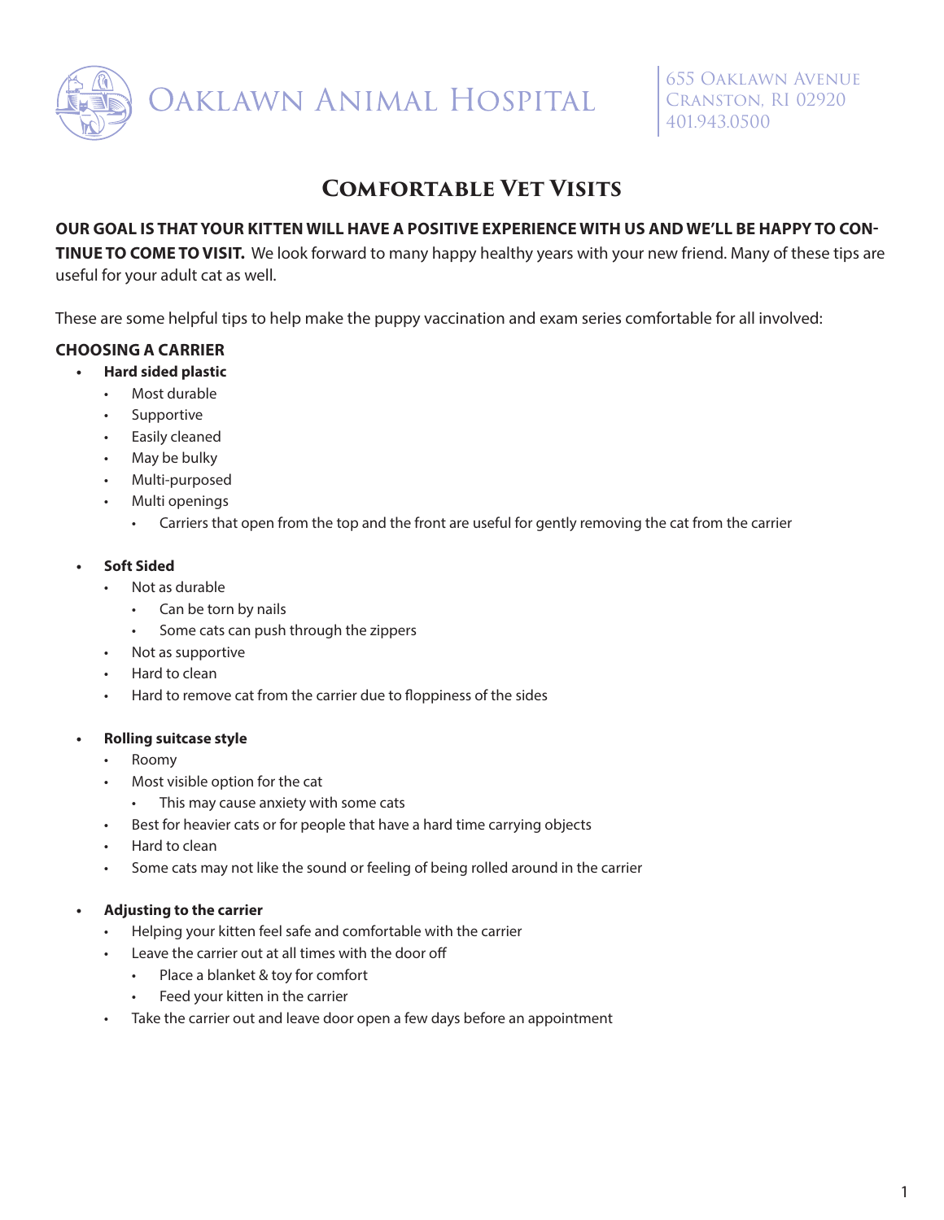# Oaklawn Animal Hospital

655 Oaklawn Avenue
Cranston, RI 02920
401.943.0500

## Comfortable Vet Visits

**OUR GOAL IS THAT YOUR KITTEN WILL HAVE A POSITIVE EXPERIENCE WITH US AND WE'LL BE HAPPY TO CONTINUE TO COME TO VISIT.** We look forward to many happy healthy years with your new friend. Many of these tips are useful for your adult cat as well.

These are some helpful tips to help make the puppy vaccination and exam series comfortable for all involved:

### CHOOSING A CARRIER

- **Hard sided plastic**
  - Most durable
  - Supportive
  - Easily cleaned
  - May be bulky
  - Multi-purposed
  - Multi openings
    - Carriers that open from the top and the front are useful for gently removing the cat from the carrier

- **Soft Sided**
  - Not as durable
    - Can be torn by nails
    - Some cats can push through the zippers
  - Not as supportive
  - Hard to clean
  - Hard to remove cat from the carrier due to floppiness of the sides

- **Rolling suitcase style**
  - Roomy
  - Most visible option for the cat
    - This may cause anxiety with some cats
  - Best for heavier cats or for people that have a hard time carrying objects
  - Hard to clean
  - Some cats may not like the sound or feeling of being rolled around in the carrier

- **Adjusting to the carrier**
  - Helping your kitten feel safe and comfortable with the carrier
  - Leave the carrier out at all times with the door off
    - Place a blanket & toy for comfort
    - Feed your kitten in the carrier
  - Take the carrier out and leave door open a few days before an appointment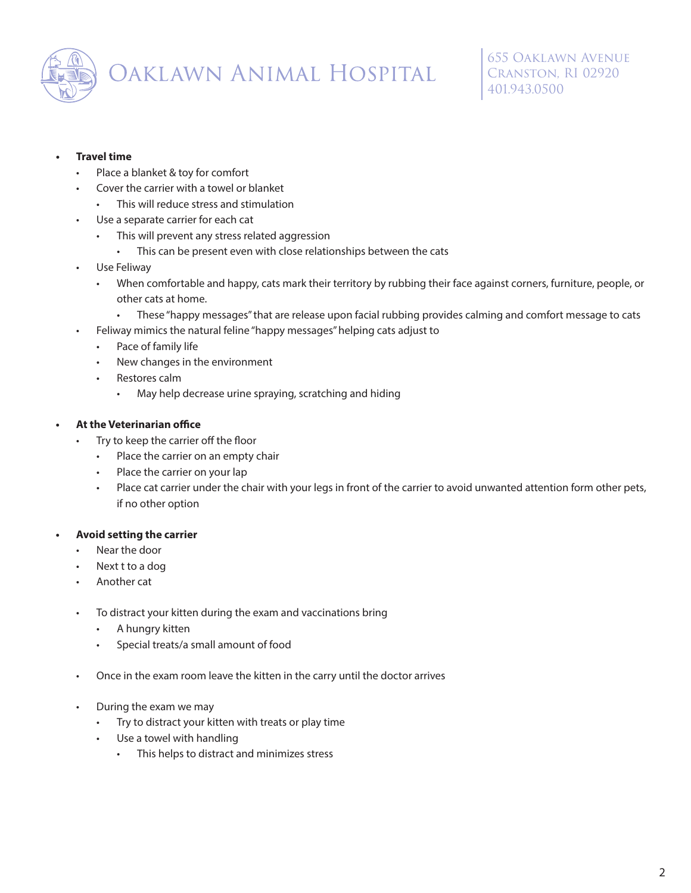- **Travel time**
  - Place a blanket & toy for comfort
  - Cover the carrier with a towel or blanket
    - This will reduce stress and stimulation
  - Use a separate carrier for each cat
    - This will prevent any stress related aggression
      - This can be present even with close relationships between the cats
  - Use Feliway
    - When comfortable and happy, cats mark their territory by rubbing their face against corners, furniture, people, or other cats at home.
      - These "happy messages" that are release upon facial rubbing provides calming and comfort message to cats
  - Feliway mimics the natural feline "happy messages" helping cats adjust to
    - Pace of family life
    - New changes in the environment
    - Restores calm
      - May help decrease urine spraying, scratching and hiding

- **At the Veterinarian office**
  - Try to keep the carrier off the floor
    - Place the carrier on an empty chair
    - Place the carrier on your lap
    - Place cat carrier under the chair with your legs in front of the carrier to avoid unwanted attention form other pets, if no other option

- **Avoid setting the carrier**
  - Near the door
  - Next t to a dog
  - Another cat

  - To distract your kitten during the exam and vaccinations bring
    - A hungry kitten
    - Special treats/a small amount of food

  - Once in the exam room leave the kitten in the carry until the doctor arrives

  - During the exam we may
    - Try to distract your kitten with treats or play time
    - Use a towel with handling
      - This helps to distract and minimizes stress